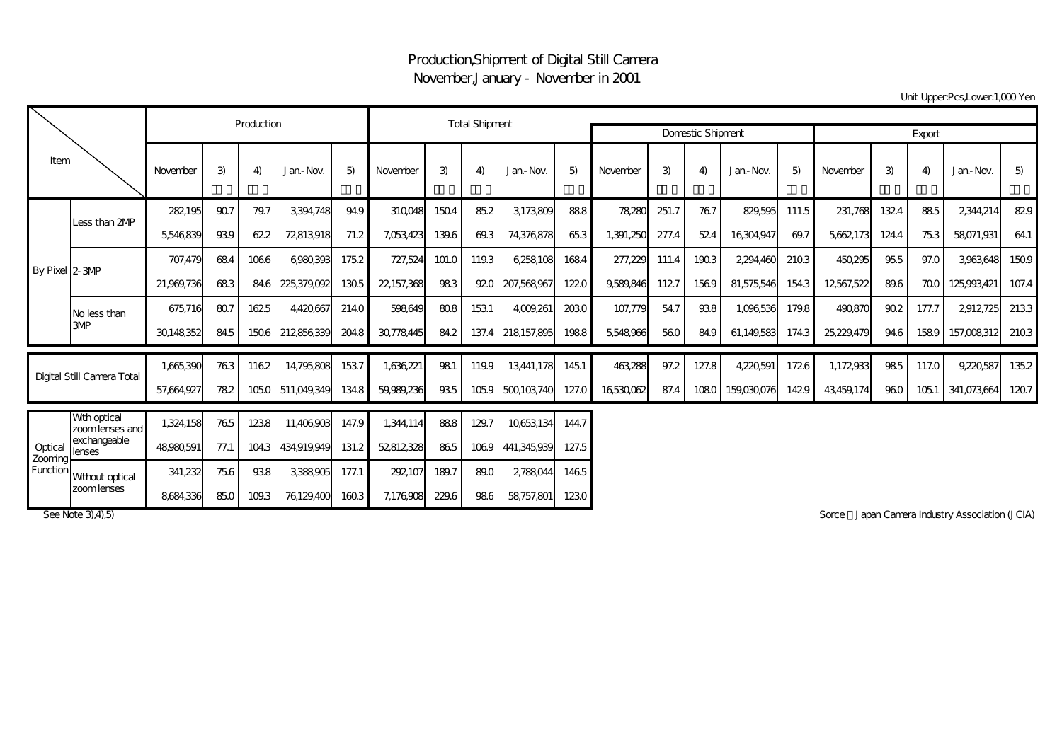# Production,Shipment of Digital Still Camera
## November,January - November in 2001

Unit Upper:Pcs,Lower:1,000 Yen

| Item | | Production | | | | | Total Shipment | | | | | Domestic Shipment | | | | | Export | | | | |
|---|---|---|---|---|---|---|---|---|---|---|---|---|---|---|---|---|---|---|---|---|---|
| | | November | 3) | 4) | Jan.-Nov. | 5) | November | 3) | 4) | Jan.-Nov. | 5) | November | 3) | 4) | Jan.-Nov. | 5) | November | 3) | 4) | Jan.-Nov. | 5) |
| By Pixel | Less than 2MP | 282,195 | 90.7 | 79.7 | 3,394,748 | 94.9 | 310,048 | 150.4 | 85.2 | 3,173,809 | 88.8 | 78,280 | 251.7 | 76.7 | 829,595 | 111.5 | 231,768 | 132.4 | 88.5 | 2,344,214 | 82.9 |
| | | 5,546,839 | 93.9 | 62.2 | 72,813,918 | 71.2 | 7,053,423 | 139.6 | 69.3 | 74,376,878 | 65.3 | 1,391,250 | 277.4 | 52.4 | 16,304,947 | 69.7 | 5,662,173 | 124.4 | 75.3 | 58,071,931 | 64.1 |
| | 2-3MP | 707,479 | 68.4 | 106.6 | 6,980,393 | 175.2 | 727,524 | 101.0 | 119.3 | 6,258,108 | 168.4 | 277,229 | 111.4 | 190.3 | 2,294,460 | 210.3 | 450,295 | 95.5 | 97.0 | 3,963,648 | 150.9 |
| | | 21,969,736 | 68.3 | 84.6 | 225,379,092 | 130.5 | 22,157,368 | 98.3 | 92.0 | 207,568,967 | 122.0 | 9,589,846 | 112.7 | 156.9 | 81,575,546 | 154.3 | 12,567,522 | 89.6 | 70.0 | 125,993,421 | 107.4 |
| | No less than 3MP | 675,716 | 80.7 | 162.5 | 4,420,667 | 214.0 | 598,649 | 80.8 | 153.1 | 4,009,261 | 203.0 | 107,779 | 54.7 | 93.8 | 1,096,536 | 179.8 | 490,870 | 90.2 | 177.7 | 2,912,725 | 213.3 |
| | | 30,148,352 | 84.5 | 150.6 | 212,856,339 | 204.8 | 30,778,445 | 84.2 | 137.4 | 218,157,895 | 198.8 | 5,548,966 | 56.0 | 84.9 | 61,149,583 | 174.3 | 25,229,479 | 94.6 | 158.9 | 157,008,312 | 210.3 |
| Digital Still Camera Total | | 1,665,390 | 76.3 | 116.2 | 14,795,808 | 153.7 | 1,636,221 | 98.1 | 119.9 | 13,441,178 | 145.1 | 463,288 | 97.2 | 127.8 | 4,220,591 | 172.6 | 1,172,933 | 98.5 | 117.0 | 9,220,587 | 135.2 |
| | | 57,664,927 | 78.2 | 105.0 | 511,049,349 | 134.8 | 59,989,236 | 93.5 | 105.9 | 500,103,740 | 127.0 | 16,530,062 | 87.4 | 108.0 | 159,030,076 | 142.9 | 43,459,174 | 96.0 | 105.1 | 341,073,664 | 120.7 |
| Optical Zooming Function | With optical zoom lenses and exchangeable lenses | 1,324,158 | 76.5 | 123.8 | 11,406,903 | 147.9 | 1,344,114 | 88.8 | 129.7 | 10,653,134 | 144.7 | | | | | | | | | | |
| | | 48,980,591 | 77.1 | 104.3 | 434,919,949 | 131.2 | 52,812,328 | 86.5 | 106.9 | 441,345,939 | 127.5 | | | | | | | | | | |
| | Without optical zoom lenses | 341,232 | 75.6 | 93.8 | 3,388,905 | 177.1 | 292,107 | 189.7 | 89.0 | 2,788,044 | 146.5 | | | | | | | | | | |
| | | 8,684,336 | 85.0 | 109.3 | 76,129,400 | 160.3 | 7,176,908 | 229.6 | 98.6 | 58,757,801 | 123.0 | | | | | | | | | | |

See Note 3),4),5)

Sorce：Japan Camera Industry Association (JCIA)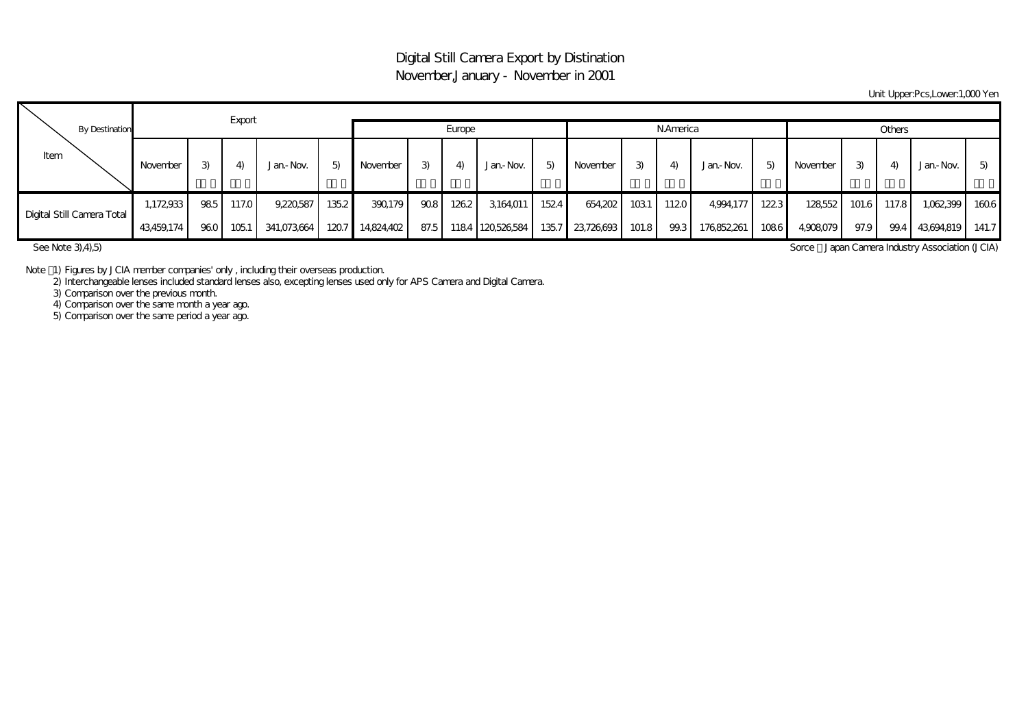# Digital Still Camera Export by Distination
## November,January - November in 2001

Unit Upper:Pcs,Lower:1,000 Yen

| By Destination / Item | Export | | | | | Europe | | | | | N.America | | | | | Others | | | | |
|---|---|---|---|---|---|---|---|---|---|---|---|---|---|---|---|---|---|---|---|---|
| | November | 3) | 4) | Jan.-Nov. | 5) | November | 3) | 4) | Jan.-Nov. | 5) | November | 3) | 4) | Jan.-Nov. | 5) | November | 3) | 4) | Jan.-Nov. | 5) |
| Digital Still Camera Total | 1,172,933 | 98.5 | 117.0 | 9,220,587 | 135.2 | 390,179 | 90.8 | 126.2 | 3,164,011 | 152.4 | 654,202 | 103.1 | 112.0 | 4,994,177 | 122.3 | 128,552 | 101.6 | 117.8 | 1,062,399 | 160.6 |
| | 43,459,174 | 96.0 | 105.1 | 341,073,664 | 120.7 | 14,824,402 | 87.5 | 118.4 | 120,526,584 | 135.7 | 23,726,693 | 101.8 | 99.3 | 176,852,261 | 108.6 | 4,908,079 | 97.9 | 99.4 | 43,694,819 | 141.7 |

See Note 3),4),5)

Sorce Japan Camera Industry Association (JCIA)

Note 1) Figures by JCIA member companies' only , including their overseas production.
2) Interchangeable lenses included standard lenses also, excepting lenses used only for APS Camera and Digital Camera.
3) Comparison over the previous month.
4) Comparison over the same month a year ago.
5) Comparison over the same period a year ago.